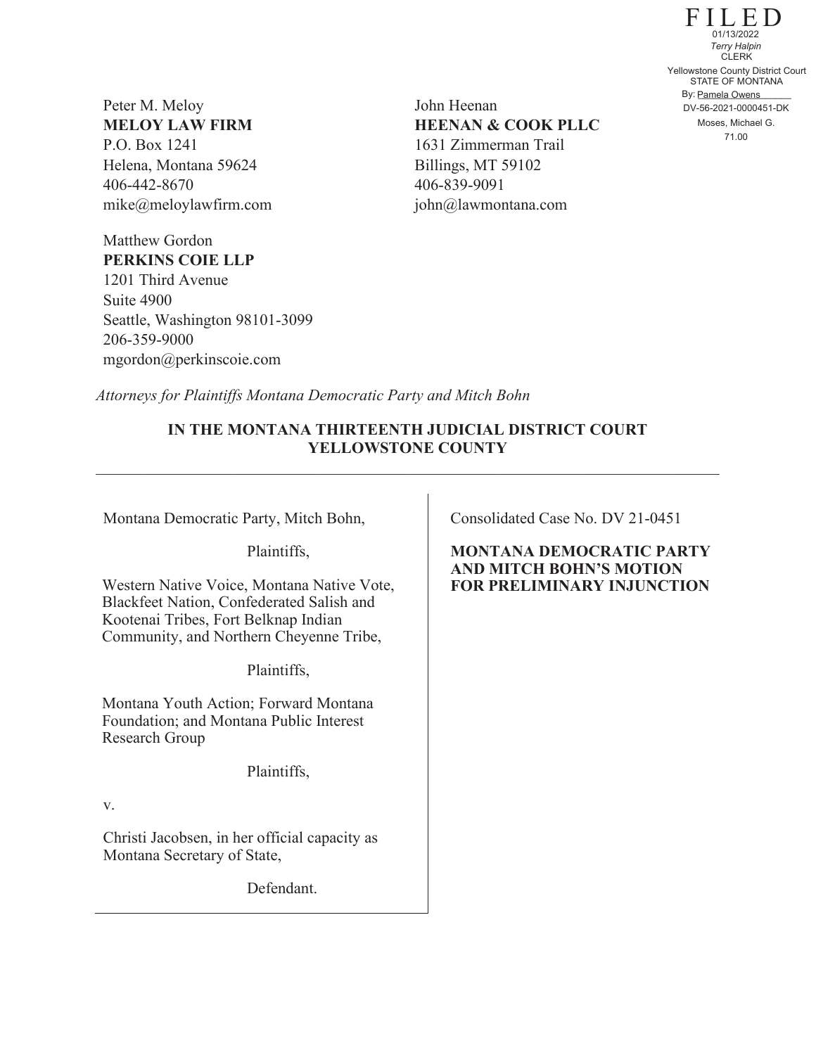FILED
01/13/2022
*Terry Halpin*
CLERK
Yellowstone County District Court
STATE OF MONTANA
By: Pamela Owens
DV-56-2021-0000451-DK
Moses, Michael G.
71.00

Peter M. Meloy
**MELOY LAW FIRM**
P.O. Box 1241
Helena, Montana 59624
406-442-8670
mike@meloylawfirm.com

John Heenan
**HEENAN & COOK PLLC**
1631 Zimmerman Trail
Billings, MT 59102
406-839-9091
john@lawmontana.com

Matthew Gordon
**PERKINS COIE LLP**
1201 Third Avenue
Suite 4900
Seattle, Washington 98101-3099
206-359-9000
mgordon@perkinscoie.com

*Attorneys for Plaintiffs Montana Democratic Party and Mitch Bohn*

**IN THE MONTANA THIRTEENTH JUDICIAL DISTRICT COURT
YELLOWSTONE COUNTY**

---

Montana Democratic Party, Mitch Bohn,

Plaintiffs,

Western Native Voice, Montana Native Vote, Blackfeet Nation, Confederated Salish and Kootenai Tribes, Fort Belknap Indian Community, and Northern Cheyenne Tribe,

Plaintiffs,

Montana Youth Action; Forward Montana Foundation; and Montana Public Interest Research Group

Plaintiffs,

v.

Christi Jacobsen, in her official capacity as Montana Secretary of State,

Defendant.

Consolidated Case No. DV 21-0451

**MONTANA DEMOCRATIC PARTY AND MITCH BOHN'S MOTION FOR PRELIMINARY INJUNCTION**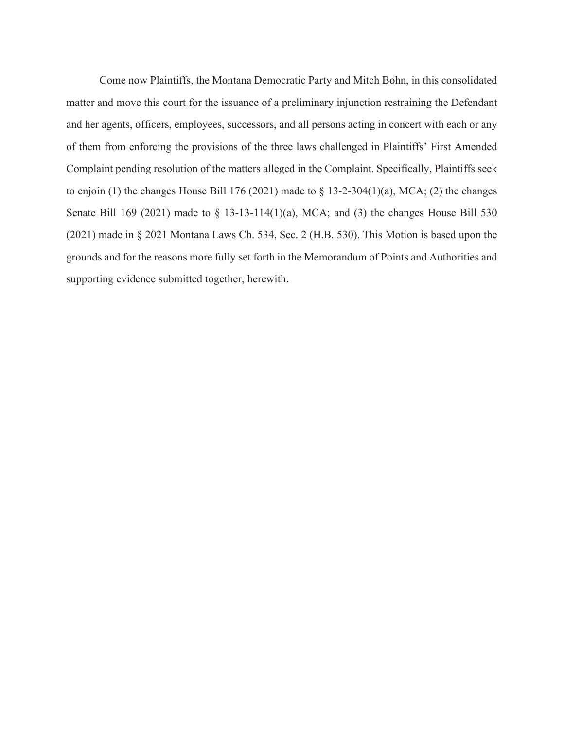Come now Plaintiffs, the Montana Democratic Party and Mitch Bohn, in this consolidated matter and move this court for the issuance of a preliminary injunction restraining the Defendant and her agents, officers, employees, successors, and all persons acting in concert with each or any of them from enforcing the provisions of the three laws challenged in Plaintiffs' First Amended Complaint pending resolution of the matters alleged in the Complaint. Specifically, Plaintiffs seek to enjoin (1) the changes House Bill 176 (2021) made to § 13-2-304(1)(a), MCA; (2) the changes Senate Bill 169 (2021) made to § 13-13-114(1)(a), MCA; and (3) the changes House Bill 530 (2021) made in § 2021 Montana Laws Ch. 534, Sec. 2 (H.B. 530). This Motion is based upon the grounds and for the reasons more fully set forth in the Memorandum of Points and Authorities and supporting evidence submitted together, herewith.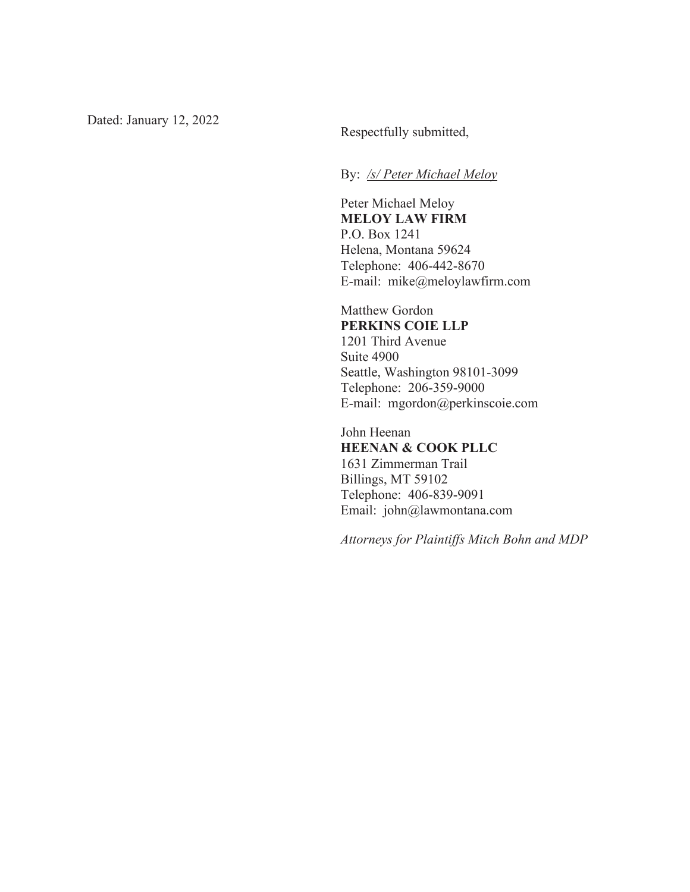Dated: January 12, 2022

Respectfully submitted,

By: */s/ Peter Michael Meloy*

Peter Michael Meloy
**MELOY LAW FIRM**
P.O. Box 1241
Helena, Montana 59624
Telephone: 406-442-8670
E-mail: mike@meloylawfirm.com

Matthew Gordon
**PERKINS COIE LLP**
1201 Third Avenue
Suite 4900
Seattle, Washington 98101-3099
Telephone: 206-359-9000
E-mail: mgordon@perkinscoie.com

John Heenan
**HEENAN & COOK PLLC**
1631 Zimmerman Trail
Billings, MT 59102
Telephone: 406-839-9091
Email: john@lawmontana.com

*Attorneys for Plaintiffs Mitch Bohn and MDP*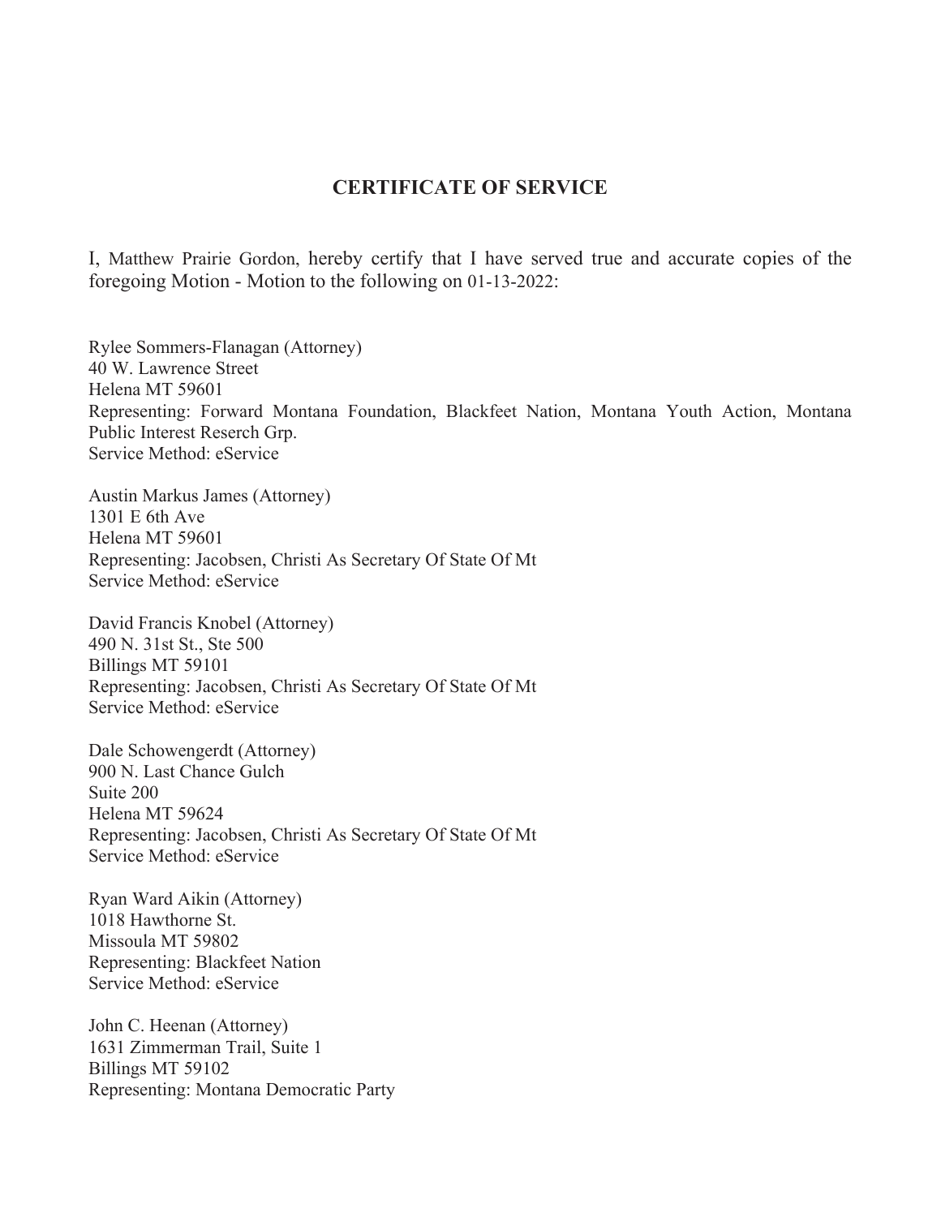## CERTIFICATE OF SERVICE

I, Matthew Prairie Gordon, hereby certify that I have served true and accurate copies of the foregoing Motion - Motion to the following on 01-13-2022:

Rylee Sommers-Flanagan (Attorney)
40 W. Lawrence Street
Helena MT 59601
Representing: Forward Montana Foundation, Blackfeet Nation, Montana Youth Action, Montana Public Interest Reserch Grp.
Service Method: eService

Austin Markus James (Attorney)
1301 E 6th Ave
Helena MT 59601
Representing: Jacobsen, Christi As Secretary Of State Of Mt
Service Method: eService

David Francis Knobel (Attorney)
490 N. 31st St., Ste 500
Billings MT 59101
Representing: Jacobsen, Christi As Secretary Of State Of Mt
Service Method: eService

Dale Schowengerdt (Attorney)
900 N. Last Chance Gulch
Suite 200
Helena MT 59624
Representing: Jacobsen, Christi As Secretary Of State Of Mt
Service Method: eService

Ryan Ward Aikin (Attorney)
1018 Hawthorne St.
Missoula MT 59802
Representing: Blackfeet Nation
Service Method: eService

John C. Heenan (Attorney)
1631 Zimmerman Trail, Suite 1
Billings MT 59102
Representing: Montana Democratic Party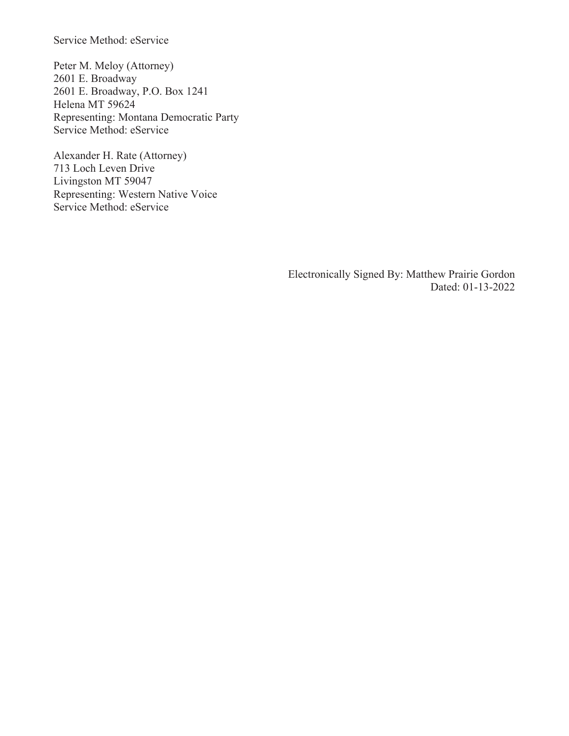Service Method: eService

Peter M. Meloy (Attorney)
2601 E. Broadway
2601 E. Broadway, P.O. Box 1241
Helena MT 59624
Representing: Montana Democratic Party
Service Method: eService

Alexander H. Rate (Attorney)
713 Loch Leven Drive
Livingston MT 59047
Representing: Western Native Voice
Service Method: eService

Electronically Signed By: Matthew Prairie Gordon
Dated: 01-13-2022